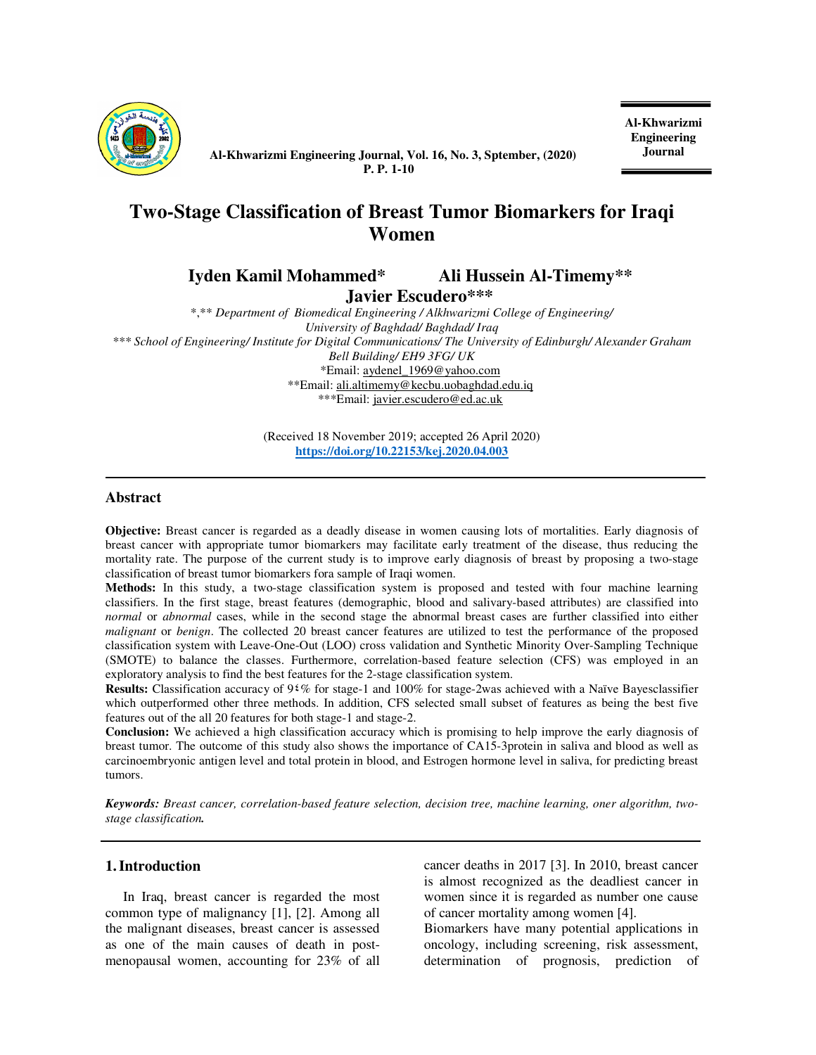# Two-Stage Classification of Breast Tumor Biomarkers for Iraqi Women

**Iyden Kamil Mohammed\*　　Ali Hussein Al-Timemy\*\***
**Javier Escudero\*\*\***

*\*,\*\* Department of Biomedical Engineering / Alkhwarizmi College of Engineering/ University of Baghdad/ Baghdad/ Iraq*
*\*\*\* School of Engineering/ Institute for Digital Communications/ The University of Edinburgh/ Alexander Graham Bell Building/ EH9 3FG/ UK*
\*Email: aydenel_1969@yahoo.com
\*\*Email: ali.altimemy@kecbu.uobaghdad.edu.iq
\*\*\*Email: javier.escudero@ed.ac.uk

(Received 18 November 2019; accepted 26 April 2020)
https://doi.org/10.22153/kej.2020.04.003

## Abstract

**Objective:** Breast cancer is regarded as a deadly disease in women causing lots of mortalities. Early diagnosis of breast cancer with appropriate tumor biomarkers may facilitate early treatment of the disease, thus reducing the mortality rate. The purpose of the current study is to improve early diagnosis of breast by proposing a two-stage classification of breast tumor biomarkers fora sample of Iraqi women.

**Methods:** In this study, a two-stage classification system is proposed and tested with four machine learning classifiers. In the first stage, breast features (demographic, blood and salivary-based attributes) are classified into *normal* or *abnormal* cases, while in the second stage the abnormal breast cases are further classified into either *malignant* or *benign*. The collected 20 breast cancer features are utilized to test the performance of the proposed classification system with Leave-One-Out (LOO) cross validation and Synthetic Minority Over-Sampling Technique (SMOTE) to balance the classes. Furthermore, correlation-based feature selection (CFS) was employed in an exploratory analysis to find the best features for the 2-stage classification system.

**Results:** Classification accuracy of 9٤% for stage-1 and 100% for stage-2was achieved with a Naïve Bayesclassifier which outperformed other three methods. In addition, CFS selected small subset of features as being the best five features out of the all 20 features for both stage-1 and stage-2.

**Conclusion:** We achieved a high classification accuracy which is promising to help improve the early diagnosis of breast tumor. The outcome of this study also shows the importance of CA15-3protein in saliva and blood as well as carcinoembryonic antigen level and total protein in blood, and Estrogen hormone level in saliva, for predicting breast tumors.

***Keywords:*** *Breast cancer, correlation-based feature selection, decision tree, machine learning, oner algorithm, two-stage classification.*

## 1. Introduction

In Iraq, breast cancer is regarded the most common type of malignancy [1], [2]. Among all the malignant diseases, breast cancer is assessed as one of the main causes of death in post-menopausal women, accounting for 23% of all cancer deaths in 2017 [3]. In 2010, breast cancer is almost recognized as the deadliest cancer in women since it is regarded as number one cause of cancer mortality among women [4].

Biomarkers have many potential applications in oncology, including screening, risk assessment, determination of prognosis, prediction of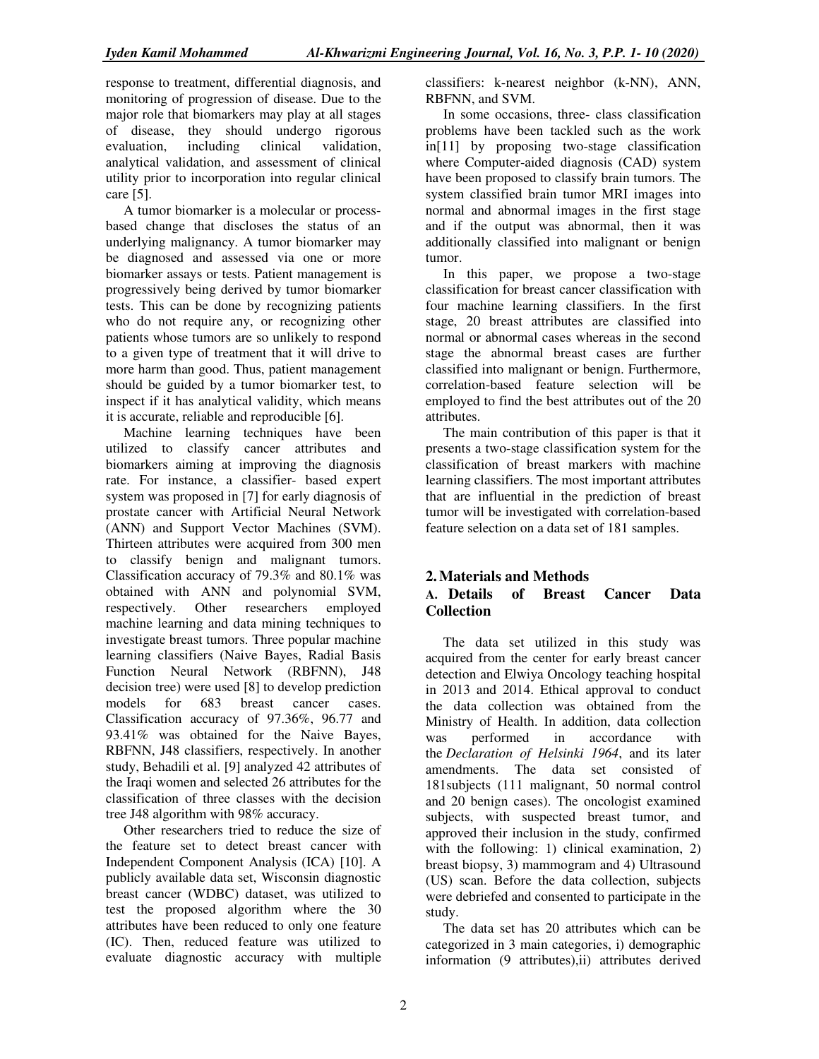response to treatment, differential diagnosis, and monitoring of progression of disease. Due to the major role that biomarkers may play at all stages of disease, they should undergo rigorous evaluation, including clinical validation, analytical validation, and assessment of clinical utility prior to incorporation into regular clinical care [5].

A tumor biomarker is a molecular or process-based change that discloses the status of an underlying malignancy. A tumor biomarker may be diagnosed and assessed via one or more biomarker assays or tests. Patient management is progressively being derived by tumor biomarker tests. This can be done by recognizing patients who do not require any, or recognizing other patients whose tumors are so unlikely to respond to a given type of treatment that it will drive to more harm than good. Thus, patient management should be guided by a tumor biomarker test, to inspect if it has analytical validity, which means it is accurate, reliable and reproducible [6].

Machine learning techniques have been utilized to classify cancer attributes and biomarkers aiming at improving the diagnosis rate. For instance, a classifier- based expert system was proposed in [7] for early diagnosis of prostate cancer with Artificial Neural Network (ANN) and Support Vector Machines (SVM). Thirteen attributes were acquired from 300 men to classify benign and malignant tumors. Classification accuracy of 79.3% and 80.1% was obtained with ANN and polynomial SVM, respectively. Other researchers employed machine learning and data mining techniques to investigate breast tumors. Three popular machine learning classifiers (Naive Bayes, Radial Basis Function Neural Network (RBFNN), J48 decision tree) were used [8] to develop prediction models for 683 breast cancer cases. Classification accuracy of 97.36%, 96.77 and 93.41% was obtained for the Naive Bayes, RBFNN, J48 classifiers, respectively. In another study, Behadili et al. [9] analyzed 42 attributes of the Iraqi women and selected 26 attributes for the classification of three classes with the decision tree J48 algorithm with 98% accuracy.

Other researchers tried to reduce the size of the feature set to detect breast cancer with Independent Component Analysis (ICA) [10]. A publicly available data set, Wisconsin diagnostic breast cancer (WDBC) dataset, was utilized to test the proposed algorithm where the 30 attributes have been reduced to only one feature (IC). Then, reduced feature was utilized to evaluate diagnostic accuracy with multiple classifiers: k-nearest neighbor (k-NN), ANN, RBFNN, and SVM.

In some occasions, three- class classification problems have been tackled such as the work in[11] by proposing two-stage classification where Computer-aided diagnosis (CAD) system have been proposed to classify brain tumors. The system classified brain tumor MRI images into normal and abnormal images in the first stage and if the output was abnormal, then it was additionally classified into malignant or benign tumor.

In this paper, we propose a two-stage classification for breast cancer classification with four machine learning classifiers. In the first stage, 20 breast attributes are classified into normal or abnormal cases whereas in the second stage the abnormal breast cases are further classified into malignant or benign. Furthermore, correlation-based feature selection will be employed to find the best attributes out of the 20 attributes.

The main contribution of this paper is that it presents a two-stage classification system for the classification of breast markers with machine learning classifiers. The most important attributes that are influential in the prediction of breast tumor will be investigated with correlation-based feature selection on a data set of 181 samples.

## 2. Materials and Methods

### A. Details of Breast Cancer Data Collection

The data set utilized in this study was acquired from the center for early breast cancer detection and Elwiya Oncology teaching hospital in 2013 and 2014. Ethical approval to conduct the data collection was obtained from the Ministry of Health. In addition, data collection was performed in accordance with the *Declaration of Helsinki 1964*, and its later amendments. The data set consisted of 181subjects (111 malignant, 50 normal control and 20 benign cases). The oncologist examined subjects, with suspected breast tumor, and approved their inclusion in the study, confirmed with the following: 1) clinical examination, 2) breast biopsy, 3) mammogram and 4) Ultrasound (US) scan. Before the data collection, subjects were debriefed and consented to participate in the study.

The data set has 20 attributes which can be categorized in 3 main categories, i) demographic information (9 attributes),ii) attributes derived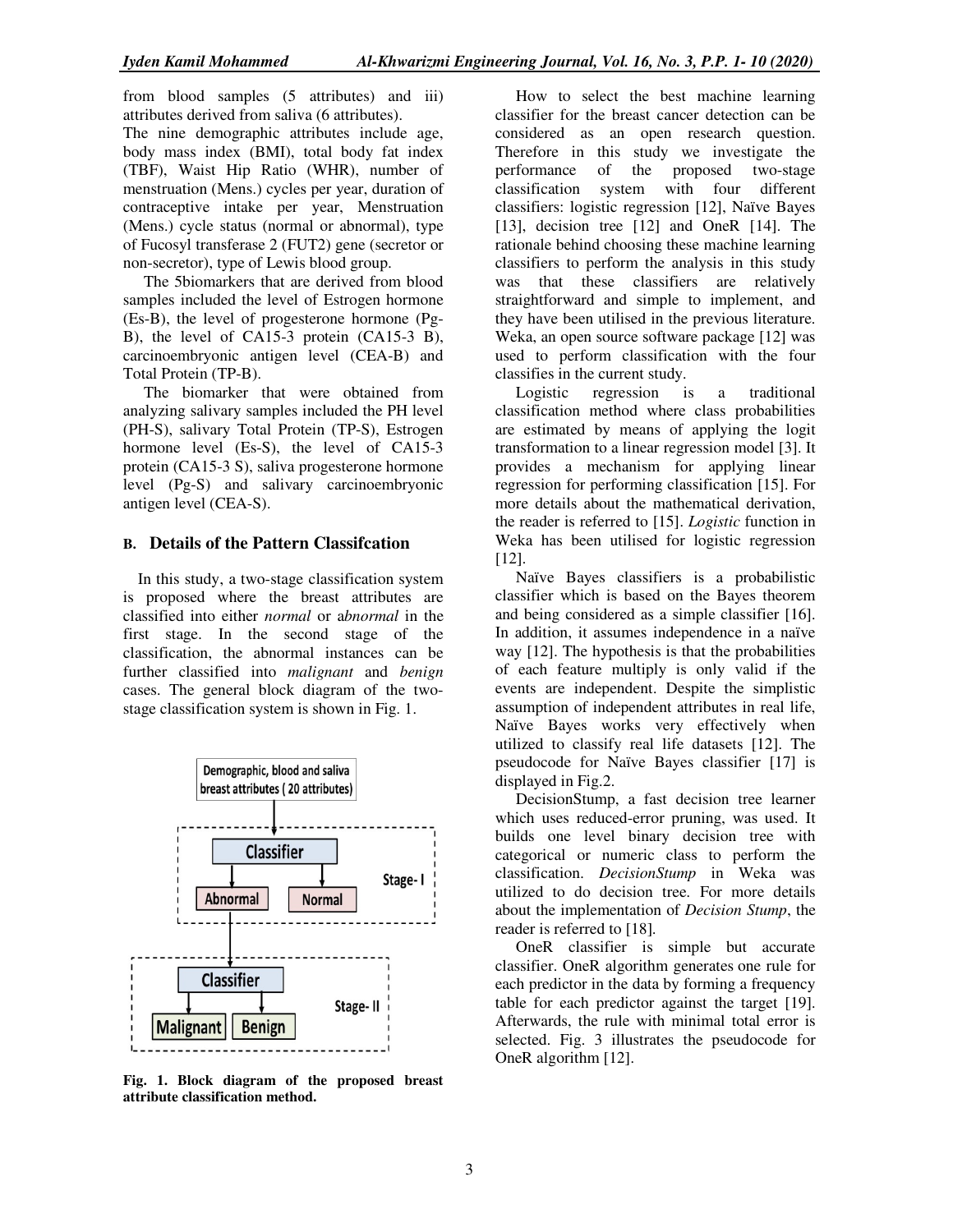from blood samples (5 attributes) and iii) attributes derived from saliva (6 attributes).

The nine demographic attributes include age, body mass index (BMI), total body fat index (TBF), Waist Hip Ratio (WHR), number of menstruation (Mens.) cycles per year, duration of contraceptive intake per year, Menstruation (Mens.) cycle status (normal or abnormal), type of Fucosyl transferase 2 (FUT2) gene (secretor or non-secretor), type of Lewis blood group.

The 5biomarkers that are derived from blood samples included the level of Estrogen hormone (Es-B), the level of progesterone hormone (Pg-B), the level of CA15-3 protein (CA15-3 B), carcinoembryonic antigen level (CEA-B) and Total Protein (TP-B).

The biomarker that were obtained from analyzing salivary samples included the PH level (PH-S), salivary Total Protein (TP-S), Estrogen hormone level (Es-S), the level of CA15-3 protein (CA15-3 S), saliva progesterone hormone level (Pg-S) and salivary carcinoembryonic antigen level (CEA-S).

## B. Details of the Pattern Classifcation

In this study, a two-stage classification system is proposed where the breast attributes are classified into either *normal* or a*bnormal* in the first stage. In the second stage of the classification, the abnormal instances can be further classified into *malignant* and *benign* cases. The general block diagram of the two-stage classification system is shown in Fig. 1.

**Fig. 1. Block diagram of the proposed breast attribute classification method.**

How to select the best machine learning classifier for the breast cancer detection can be considered as an open research question. Therefore in this study we investigate the performance of the proposed two-stage classification system with four different classifiers: logistic regression [12], Naïve Bayes [13], decision tree [12] and OneR [14]. The rationale behind choosing these machine learning classifiers to perform the analysis in this study was that these classifiers are relatively straightforward and simple to implement, and they have been utilised in the previous literature. Weka, an open source software package [12] was used to perform classification with the four classifies in the current study.

Logistic regression is a traditional classification method where class probabilities are estimated by means of applying the logit transformation to a linear regression model [3]. It provides a mechanism for applying linear regression for performing classification [15]. For more details about the mathematical derivation, the reader is referred to [15]. *Logistic* function in Weka has been utilised for logistic regression [12].

Naïve Bayes classifiers is a probabilistic classifier which is based on the Bayes theorem and being considered as a simple classifier [16]. In addition, it assumes independence in a naïve way [12]. The hypothesis is that the probabilities of each feature multiply is only valid if the events are independent. Despite the simplistic assumption of independent attributes in real life, Naïve Bayes works very effectively when utilized to classify real life datasets [12]. The pseudocode for Naïve Bayes classifier [17] is displayed in Fig.2.

DecisionStump, a fast decision tree learner which uses reduced-error pruning, was used. It builds one level binary decision tree with categorical or numeric class to perform the classification. *DecisionStump* in Weka was utilized to do decision tree. For more details about the implementation of *Decision Stump*, the reader is referred to [18].

OneR classifier is simple but accurate classifier. OneR algorithm generates one rule for each predictor in the data by forming a frequency table for each predictor against the target [19]. Afterwards, the rule with minimal total error is selected. Fig. 3 illustrates the pseudocode for OneR algorithm [12].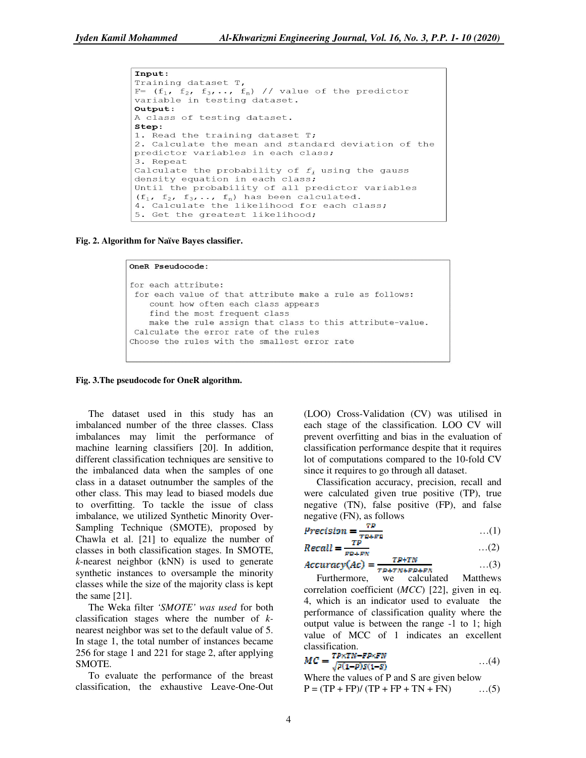```
Input:
Training dataset T,
F= (f1, f2, f3,.., fn) // value of the predictor
variable in testing dataset.
Output:
A class of testing dataset.
Step:
1. Read the training dataset T;
2. Calculate the mean and standard deviation of the
predictor variables in each class;
3. Repeat
Calculate the probability of fi using the gauss
density equation in each class;
Until the probability of all predictor variables
(f1, f2, f3,.., fn) has been calculated.
4. Calculate the likelihood for each class;
5. Get the greatest likelihood;
```

**Fig. 2. Algorithm for Naïve Bayes classifier.**

```
OneR Pseudocode:

for each attribute:
 for each value of that attribute make a rule as follows:
    count how often each class appears
    find the most frequent class
    make the rule assign that class to this attribute-value.
 Calculate the error rate of the rules
Choose the rules with the smallest error rate
```

**Fig. 3.The pseudocode for OneR algorithm.**

The dataset used in this study has an imbalanced number of the three classes. Class imbalances may limit the performance of machine learning classifiers [20]. In addition, different classification techniques are sensitive to the imbalanced data when the samples of one class in a dataset outnumber the samples of the other class. This may lead to biased models due to overfitting. To tackle the issue of class imbalance, we utilized Synthetic Minority Over-Sampling Technique (SMOTE), proposed by Chawla et al. [21] to equalize the number of classes in both classification stages. In SMOTE, *k*-nearest neighbor (kNN) is used to generate synthetic instances to oversample the minority classes while the size of the majority class is kept the same [21].

The Weka filter *'SMOTE' was used* for both classification stages where the number of *k*-nearest neighbor was set to the default value of 5. In stage 1, the total number of instances became 256 for stage 1 and 221 for stage 2, after applying SMOTE.

To evaluate the performance of the breast classification, the exhaustive Leave-One-Out (LOO) Cross-Validation (CV) was utilised in each stage of the classification. LOO CV will prevent overfitting and bias in the evaluation of classification performance despite that it requires lot of computations compared to the 10-fold CV since it requires to go through all dataset.

Classification accuracy, precision, recall and were calculated given true positive (TP), true negative (TN), false positive (FP), and false negative (FN), as follows

$$Precision = \frac{TP}{TP+FP} \quad \ldots(1)$$

$$Recall = \frac{TP}{TP+FN} \quad \ldots(2)$$

$$Accuracy(Ac) = \frac{TP+TN}{TP+TN+FP+FN} \quad \ldots(3)$$

Furthermore, we calculated Matthews correlation coefficient (*MCC*) [22], given in eq. 4, which is an indicator used to evaluate the performance of classification quality where the output value is between the range -1 to 1; high value of MCC of 1 indicates an excellent classification.

$$MC = \frac{TP \times TN - FP \times FN}{\sqrt{P(1-P)S(1-S)}} \quad \ldots(4)$$

Where the values of P and S are given below

$$P = (TP + FP)/ (TP + FP + TN + FN) \quad \ldots(5)$$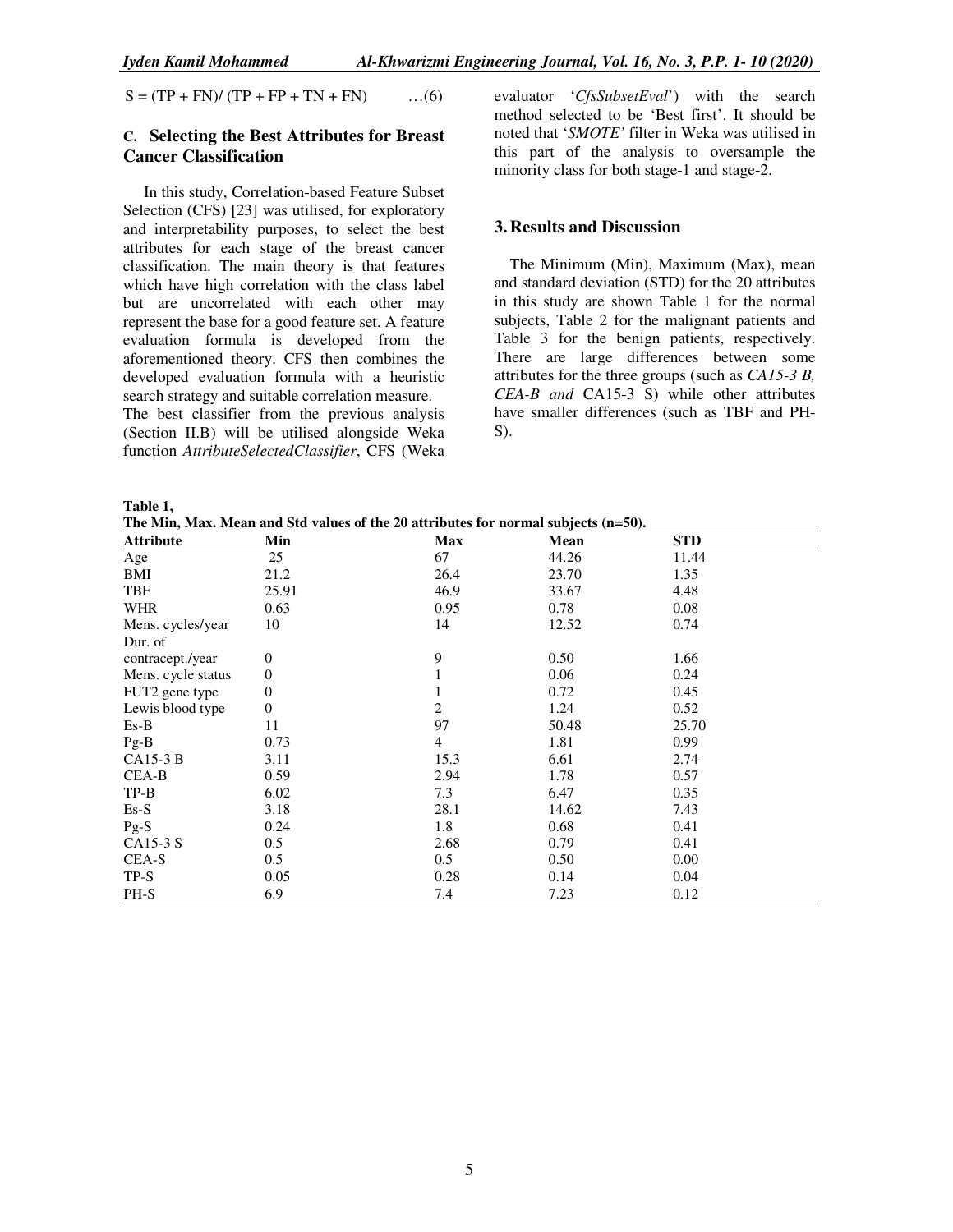$$S = (TP + FN)/ (TP + FP + TN + FN) \quad \ldots(6)$$

### C. Selecting the Best Attributes for Breast Cancer Classification

In this study, Correlation-based Feature Subset Selection (CFS) [23] was utilised, for exploratory and interpretability purposes, to select the best attributes for each stage of the breast cancer classification. The main theory is that features which have high correlation with the class label but are uncorrelated with each other may represent the base for a good feature set. A feature evaluation formula is developed from the aforementioned theory. CFS then combines the developed evaluation formula with a heuristic search strategy and suitable correlation measure.
The best classifier from the previous analysis (Section II.B) will be utilised alongside Weka function *AttributeSelectedClassifier*, CFS (Weka evaluator '*CfsSubsetEval*') with the search method selected to be 'Best first'. It should be noted that '*SMOTE'* filter in Weka was utilised in this part of the analysis to oversample the minority class for both stage-1 and stage-2.

## 3. Results and Discussion

The Minimum (Min), Maximum (Max), mean and standard deviation (STD) for the 20 attributes in this study are shown Table 1 for the normal subjects, Table 2 for the malignant patients and Table 3 for the benign patients, respectively. There are large differences between some attributes for the three groups (such as *CA15-3 B, CEA-B and* CA15-3 S) while other attributes have smaller differences (such as TBF and PH-S).

**Table 1,**
**The Min, Max. Mean and Std values of the 20 attributes for normal subjects (n=50).**

| Attribute | Min | Max | Mean | STD |
|---|---|---|---|---|
| Age | 25 | 67 | 44.26 | 11.44 |
| BMI | 21.2 | 26.4 | 23.70 | 1.35 |
| TBF | 25.91 | 46.9 | 33.67 | 4.48 |
| WHR | 0.63 | 0.95 | 0.78 | 0.08 |
| Mens. cycles/year | 10 | 14 | 12.52 | 0.74 |
| Dur. of contracept./year | 0 | 9 | 0.50 | 1.66 |
| Mens. cycle status | 0 | 1 | 0.06 | 0.24 |
| FUT2 gene type | 0 | 1 | 0.72 | 0.45 |
| Lewis blood type | 0 | 2 | 1.24 | 0.52 |
| Es-B | 11 | 97 | 50.48 | 25.70 |
| Pg-B | 0.73 | 4 | 1.81 | 0.99 |
| CA15-3 B | 3.11 | 15.3 | 6.61 | 2.74 |
| CEA-B | 0.59 | 2.94 | 1.78 | 0.57 |
| TP-B | 6.02 | 7.3 | 6.47 | 0.35 |
| Es-S | 3.18 | 28.1 | 14.62 | 7.43 |
| Pg-S | 0.24 | 1.8 | 0.68 | 0.41 |
| CA15-3 S | 0.5 | 2.68 | 0.79 | 0.41 |
| CEA-S | 0.5 | 0.5 | 0.50 | 0.00 |
| TP-S | 0.05 | 0.28 | 0.14 | 0.04 |
| PH-S | 6.9 | 7.4 | 7.23 | 0.12 |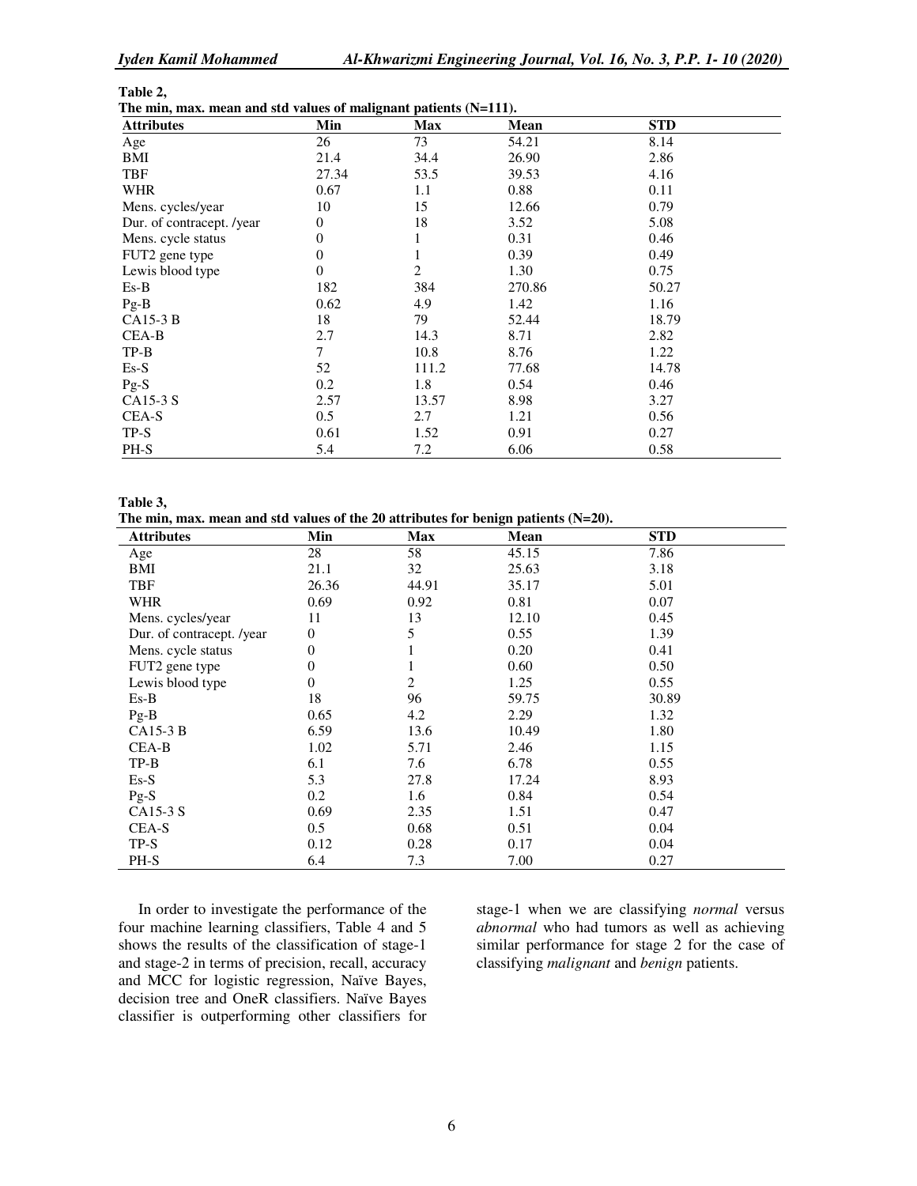**Table 2,**
**The min, max. mean and std values of malignant patients (N=111).**

| Attributes | Min | Max | Mean | STD |
|---|---|---|---|---|
| Age | 26 | 73 | 54.21 | 8.14 |
| BMI | 21.4 | 34.4 | 26.90 | 2.86 |
| TBF | 27.34 | 53.5 | 39.53 | 4.16 |
| WHR | 0.67 | 1.1 | 0.88 | 0.11 |
| Mens. cycles/year | 10 | 15 | 12.66 | 0.79 |
| Dur. of contracept. /year | 0 | 18 | 3.52 | 5.08 |
| Mens. cycle status | 0 | 1 | 0.31 | 0.46 |
| FUT2 gene type | 0 | 1 | 0.39 | 0.49 |
| Lewis blood type | 0 | 2 | 1.30 | 0.75 |
| Es-B | 182 | 384 | 270.86 | 50.27 |
| Pg-B | 0.62 | 4.9 | 1.42 | 1.16 |
| CA15-3 B | 18 | 79 | 52.44 | 18.79 |
| CEA-B | 2.7 | 14.3 | 8.71 | 2.82 |
| TP-B | 7 | 10.8 | 8.76 | 1.22 |
| Es-S | 52 | 111.2 | 77.68 | 14.78 |
| Pg-S | 0.2 | 1.8 | 0.54 | 0.46 |
| CA15-3 S | 2.57 | 13.57 | 8.98 | 3.27 |
| CEA-S | 0.5 | 2.7 | 1.21 | 0.56 |
| TP-S | 0.61 | 1.52 | 0.91 | 0.27 |
| PH-S | 5.4 | 7.2 | 6.06 | 0.58 |

**Table 3,**
**The min, max. mean and std values of the 20 attributes for benign patients (N=20).**

| Attributes | Min | Max | Mean | STD |
|---|---|---|---|---|
| Age | 28 | 58 | 45.15 | 7.86 |
| BMI | 21.1 | 32 | 25.63 | 3.18 |
| TBF | 26.36 | 44.91 | 35.17 | 5.01 |
| WHR | 0.69 | 0.92 | 0.81 | 0.07 |
| Mens. cycles/year | 11 | 13 | 12.10 | 0.45 |
| Dur. of contracept. /year | 0 | 5 | 0.55 | 1.39 |
| Mens. cycle status | 0 | 1 | 0.20 | 0.41 |
| FUT2 gene type | 0 | 1 | 0.60 | 0.50 |
| Lewis blood type | 0 | 2 | 1.25 | 0.55 |
| Es-B | 18 | 96 | 59.75 | 30.89 |
| Pg-B | 0.65 | 4.2 | 2.29 | 1.32 |
| CA15-3 B | 6.59 | 13.6 | 10.49 | 1.80 |
| CEA-B | 1.02 | 5.71 | 2.46 | 1.15 |
| TP-B | 6.1 | 7.6 | 6.78 | 0.55 |
| Es-S | 5.3 | 27.8 | 17.24 | 8.93 |
| Pg-S | 0.2 | 1.6 | 0.84 | 0.54 |
| CA15-3 S | 0.69 | 2.35 | 1.51 | 0.47 |
| CEA-S | 0.5 | 0.68 | 0.51 | 0.04 |
| TP-S | 0.12 | 0.28 | 0.17 | 0.04 |
| PH-S | 6.4 | 7.3 | 7.00 | 0.27 |

In order to investigate the performance of the four machine learning classifiers, Table 4 and 5 shows the results of the classification of stage-1 and stage-2 in terms of precision, recall, accuracy and MCC for logistic regression, Naïve Bayes, decision tree and OneR classifiers. Naïve Bayes classifier is outperforming other classifiers for stage-1 when we are classifying *normal* versus *abnormal* who had tumors as well as achieving similar performance for stage 2 for the case of classifying *malignant* and *benign* patients.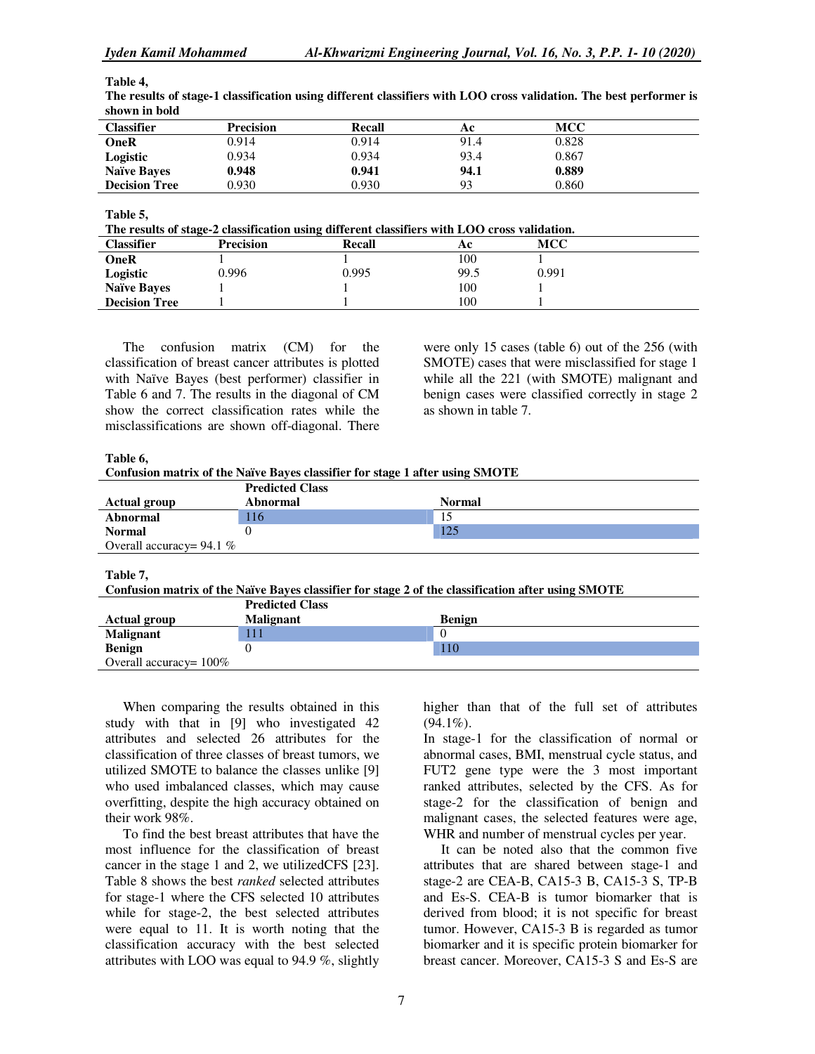**Table 4,**
**The results of stage-1 classification using different classifiers with LOO cross validation. The best performer is shown in bold**

| Classifier | Precision | Recall | Ac | MCC |
|---|---|---|---|---|
| **OneR** | 0.914 | 0.914 | 91.4 | 0.828 |
| **Logistic** | 0.934 | 0.934 | 93.4 | 0.867 |
| **Naïve Bayes** | **0.948** | **0.941** | **94.1** | **0.889** |
| **Decision Tree** | 0.930 | 0.930 | 93 | 0.860 |

**Table 5,**
**The results of stage-2 classification using different classifiers with LOO cross validation.**

| Classifier | Precision | Recall | Ac | MCC |
|---|---|---|---|---|
| **OneR** | 1 | 1 | 100 | 1 |
| **Logistic** | 0.996 | 0.995 | 99.5 | 0.991 |
| **Naïve Bayes** | 1 | 1 | 100 | 1 |
| **Decision Tree** | 1 | 1 | 100 | 1 |

The confusion matrix (CM) for the classification of breast cancer attributes is plotted with Naïve Bayes (best performer) classifier in Table 6 and 7. The results in the diagonal of CM show the correct classification rates while the misclassifications are shown off-diagonal. There were only 15 cases (table 6) out of the 256 (with SMOTE) cases that were misclassified for stage 1 while all the 221 (with SMOTE) malignant and benign cases were classified correctly in stage 2 as shown in table 7.

**Table 6,**
**Confusion matrix of the Naïve Bayes classifier for stage 1 after using SMOTE**

| | Predicted Class | |
|---|---|---|
| **Actual group** | **Abnormal** | **Normal** |
| **Abnormal** | 116 | 15 |
| **Normal** | 0 | 125 |
| Overall accuracy= 94.1 % | | |

**Table 7,**
**Confusion matrix of the Naïve Bayes classifier for stage 2 of the classification after using SMOTE**

| | Predicted Class | |
|---|---|---|
| **Actual group** | **Malignant** | **Benign** |
| **Malignant** | 111 | 0 |
| **Benign** | 0 | 110 |
| Overall accuracy= 100% | | |

When comparing the results obtained in this study with that in [9] who investigated 42 attributes and selected 26 attributes for the classification of three classes of breast tumors, we utilized SMOTE to balance the classes unlike [9] who used imbalanced classes, which may cause overfitting, despite the high accuracy obtained on their work 98%.

To find the best breast attributes that have the most influence for the classification of breast cancer in the stage 1 and 2, we utilizedCFS [23]. Table 8 shows the best *ranked* selected attributes for stage-1 where the CFS selected 10 attributes while for stage-2, the best selected attributes were equal to 11. It is worth noting that the classification accuracy with the best selected attributes with LOO was equal to 94.9 %, slightly higher than that of the full set of attributes (94.1%).

In stage-1 for the classification of normal or abnormal cases, BMI, menstrual cycle status, and FUT2 gene type were the 3 most important ranked attributes, selected by the CFS. As for stage-2 for the classification of benign and malignant cases, the selected features were age, WHR and number of menstrual cycles per year.

It can be noted also that the common five attributes that are shared between stage-1 and stage-2 are CEA-B, CA15-3 B, CA15-3 S, TP-B and Es-S. CEA-B is tumor biomarker that is derived from blood; it is not specific for breast tumor. However, CA15-3 B is regarded as tumor biomarker and it is specific protein biomarker for breast cancer. Moreover, CA15-3 S and Es-S are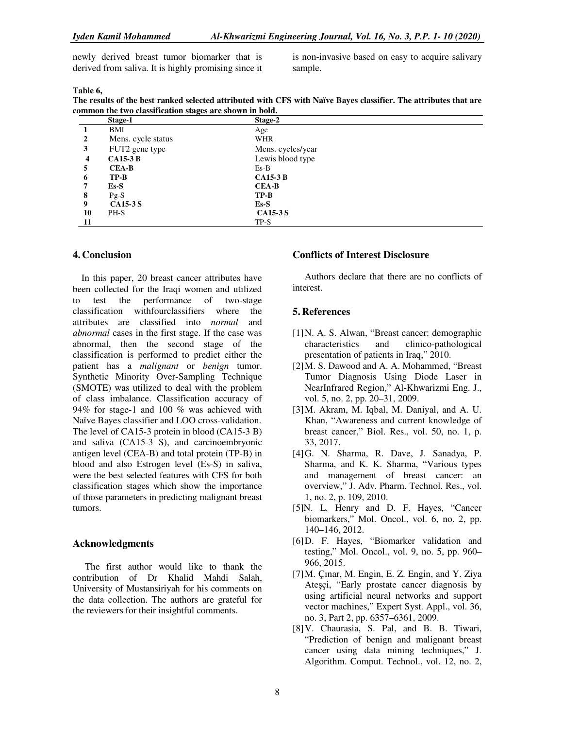newly derived breast tumor biomarker that is derived from saliva. It is highly promising since it is non-invasive based on easy to acquire salivary sample.

**Table 6,**
**The results of the best ranked selected attributed with CFS with Naïve Bayes classifier. The attributes that are common the two classification stages are shown in bold.**

| | Stage-1 | Stage-2 |
|---|---|---|
| 1 | BMI | Age |
| 2 | Mens. cycle status | WHR |
| 3 | FUT2 gene type | Mens. cycles/year |
| 4 | **CA15-3 B** | Lewis blood type |
| 5 | **CEA-B** | Es-B |
| 6 | **TP-B** | **CA15-3 B** |
| 7 | **Es-S** | **CEA-B** |
| 8 | Pg-S | **TP-B** |
| 9 | **CA15-3 S** | **Es-S** |
| 10 | PH-S | **CA15-3 S** |
| 11 | | TP-S |

## 4. Conclusion

In this paper, 20 breast cancer attributes have been collected for the Iraqi women and utilized to test the performance of two-stage classification withfourclassifiers where the attributes are classified into *normal* and *abnormal* cases in the first stage. If the case was abnormal, then the second stage of the classification is performed to predict either the patient has a *malignant* or *benign* tumor. Synthetic Minority Over-Sampling Technique (SMOTE) was utilized to deal with the problem of class imbalance. Classification accuracy of 94% for stage-1 and 100 % was achieved with Naïve Bayes classifier and LOO cross-validation. The level of CA15-3 protein in blood (CA15-3 B) and saliva (CA15-3 S), and carcinoembryonic antigen level (CEA-B) and total protein (TP-B) in blood and also Estrogen level (Es-S) in saliva, were the best selected features with CFS for both classification stages which show the importance of those parameters in predicting malignant breast tumors.

## Acknowledgments

The first author would like to thank the contribution of Dr Khalid Mahdi Salah, University of Mustansiriyah for his comments on the data collection. The authors are grateful for the reviewers for their insightful comments.

## Conflicts of Interest Disclosure

Authors declare that there are no conflicts of interest.

## 5. References

[1] N. A. S. Alwan, "Breast cancer: demographic characteristics and clinico-pathological presentation of patients in Iraq," 2010.

[2] M. S. Dawood and A. A. Mohammed, "Breast Tumor Diagnosis Using Diode Laser in NearInfrared Region," Al-Khwarizmi Eng. J., vol. 5, no. 2, pp. 20–31, 2009.

[3] M. Akram, M. Iqbal, M. Daniyal, and A. U. Khan, "Awareness and current knowledge of breast cancer," Biol. Res., vol. 50, no. 1, p. 33, 2017.

[4] G. N. Sharma, R. Dave, J. Sanadya, P. Sharma, and K. K. Sharma, "Various types and management of breast cancer: an overview," J. Adv. Pharm. Technol. Res., vol. 1, no. 2, p. 109, 2010.

[5] N. L. Henry and D. F. Hayes, "Cancer biomarkers," Mol. Oncol., vol. 6, no. 2, pp. 140–146, 2012.

[6] D. F. Hayes, "Biomarker validation and testing," Mol. Oncol., vol. 9, no. 5, pp. 960–966, 2015.

[7] M. Çınar, M. Engin, E. Z. Engin, and Y. Ziya Ateşçi, "Early prostate cancer diagnosis by using artificial neural networks and support vector machines," Expert Syst. Appl., vol. 36, no. 3, Part 2, pp. 6357–6361, 2009.

[8] V. Chaurasia, S. Pal, and B. B. Tiwari, "Prediction of benign and malignant breast cancer using data mining techniques," J. Algorithm. Comput. Technol., vol. 12, no. 2,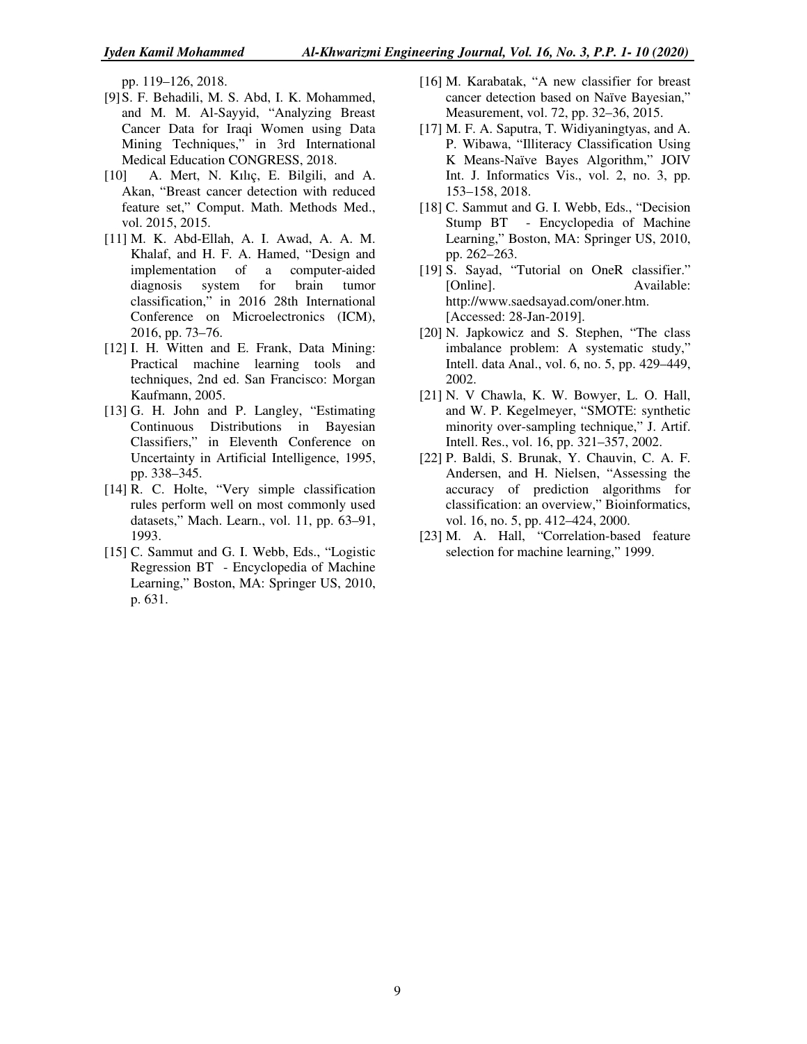pp. 119–126, 2018.

[9] S. F. Behadili, M. S. Abd, I. K. Mohammed, and M. M. Al-Sayyid, "Analyzing Breast Cancer Data for Iraqi Women using Data Mining Techniques," in 3rd International Medical Education CONGRESS, 2018.

[10] A. Mert, N. Kılıç, E. Bilgili, and A. Akan, "Breast cancer detection with reduced feature set," Comput. Math. Methods Med., vol. 2015, 2015.

[11] M. K. Abd-Ellah, A. I. Awad, A. A. M. Khalaf, and H. F. A. Hamed, "Design and implementation of a computer-aided diagnosis system for brain tumor classification," in 2016 28th International Conference on Microelectronics (ICM), 2016, pp. 73–76.

[12] I. H. Witten and E. Frank, Data Mining: Practical machine learning tools and techniques, 2nd ed. San Francisco: Morgan Kaufmann, 2005.

[13] G. H. John and P. Langley, "Estimating Continuous Distributions in Bayesian Classifiers," in Eleventh Conference on Uncertainty in Artificial Intelligence, 1995, pp. 338–345.

[14] R. C. Holte, "Very simple classification rules perform well on most commonly used datasets," Mach. Learn., vol. 11, pp. 63–91, 1993.

[15] C. Sammut and G. I. Webb, Eds., "Logistic Regression BT - Encyclopedia of Machine Learning," Boston, MA: Springer US, 2010, p. 631.

[16] M. Karabatak, "A new classifier for breast cancer detection based on Naïve Bayesian," Measurement, vol. 72, pp. 32–36, 2015.

[17] M. F. A. Saputra, T. Widiyaningtyas, and A. P. Wibawa, "Illiteracy Classification Using K Means-Naïve Bayes Algorithm," JOIV Int. J. Informatics Vis., vol. 2, no. 3, pp. 153–158, 2018.

[18] C. Sammut and G. I. Webb, Eds., "Decision Stump BT - Encyclopedia of Machine Learning," Boston, MA: Springer US, 2010, pp. 262–263.

[19] S. Sayad, "Tutorial on OneR classifier." [Online]. Available: http://www.saedsayad.com/oner.htm. [Accessed: 28-Jan-2019].

[20] N. Japkowicz and S. Stephen, "The class imbalance problem: A systematic study," Intell. data Anal., vol. 6, no. 5, pp. 429–449, 2002.

[21] N. V Chawla, K. W. Bowyer, L. O. Hall, and W. P. Kegelmeyer, "SMOTE: synthetic minority over-sampling technique," J. Artif. Intell. Res., vol. 16, pp. 321–357, 2002.

[22] P. Baldi, S. Brunak, Y. Chauvin, C. A. F. Andersen, and H. Nielsen, "Assessing the accuracy of prediction algorithms for classification: an overview," Bioinformatics, vol. 16, no. 5, pp. 412–424, 2000.

[23] M. A. Hall, "Correlation-based feature selection for machine learning," 1999.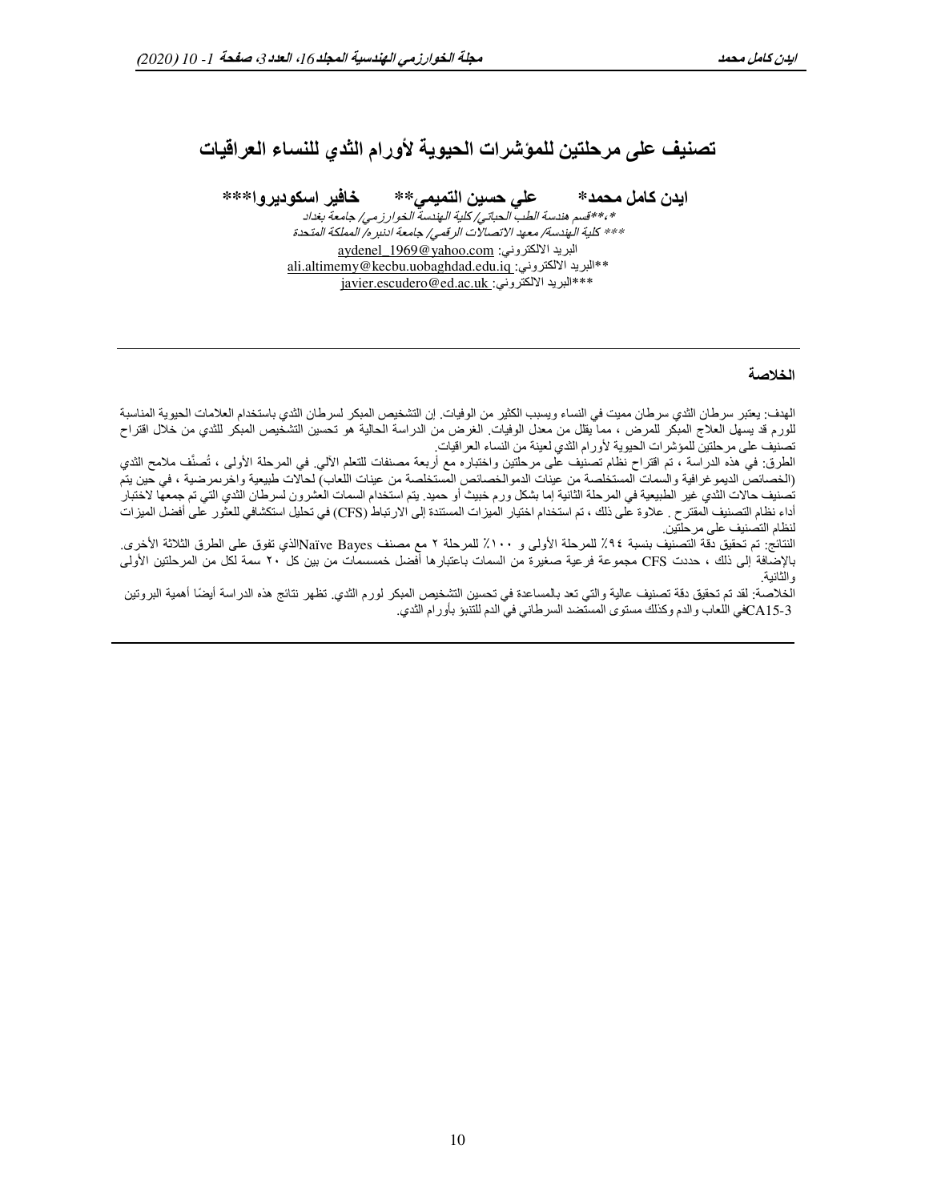# تصنيف على مرحلتين للمؤشرات الحيوية لأورام الثدي للنساء العراقيات

**ايدن كامل محمد\*  علي حسين التميمي\*\*  خافير اسكوديروا\*\*\***

*\*،\*\*قسم هندسة الطب الحياتي/ كلية الهندسة الخوارزمي/ جامعة بغداد*

*\*\*\* كلية الهندسة/ معهد الاتصالات الرقمي/ جامعة ادنبره/ المملكة المتحدة*

البريد الالكتروني: aydenel_1969@yahoo.com

\*\*البريد الالكتروني: ali.altimemy@kecbu.uobaghdad.edu.iq

\*\*\*البريد الالكتروني: javier.escudero@ed.ac.uk

---

## الخلاصة

الهدف: يعتبر سرطان الثدي سرطان مميت في النساء ويسبب الكثير من الوفيات. إن التشخيص المبكر لسرطان الثدي باستخدام العلامات الحيوية المناسبة للورم قد يسهل العلاج المبكر للمرض ، مما يقلل من معدل الوفيات. الغرض من الدراسة الحالية هو تحسين التشخيص المبكر للثدي من خلال اقتراح تصنيف على مرحلتين للمؤشرات الحيوية لأورام الثدي لعينة من النساء العراقيات.

الطرق: في هذه الدراسة ، تم اقتراح نظام تصنيف على مرحلتين واختباره مع أربعة مصنفات للتعلم الآلي. في المرحلة الأولى ، تُصنَّف ملامح الثدي (الخصائص الديموغرافية والسمات المستخلصة من عينات الدموالخصائص المستخلصة من عينات اللعاب) لحالات طبيعية واخرىمرضية ، في حين يتم تصنيف حالات الثدي غير الطبيعية في المرحلة الثانية إما بشكل ورم خبيث أو حميد. يتم استخدام السمات العشرون لسرطان الثدي التي تم جمعها لاختبار أداء نظام التصنيف المقترح . علاوة على ذلك ، تم استخدام اختيار الميزات المستندة إلى الارتباط (CFS) في تحليل استكشافي للعثور على أفضل الميزات لنظام التصنيف على مرحلتين.

النتائج: تم تحقيق دقة التصنيف بنسبة ٩٤٪ للمرحلة الأولى و ١٠٠٪ للمرحلة ٢ مع مصنف Naïve Bayesالذي تفوق على الطرق الثلاثة الأخرى. بالإضافة إلى ذلك ، حددت CFS مجموعة فرعية صغيرة من السمات باعتبارها أفضل خمسسمات من بين كل ٢٠ سمة لكل من المرحلتين الأولى والثانية.

الخلاصة: لقد تم تحقيق دقة تصنيف عالية والتي تعد بالمساعدة في تحسين التشخيص المبكر لورم الثدي. تظهر نتائج هذه الدراسة أيضًا أهمية البروتين CA15-3في اللعاب والدم وكذلك مستوى المستضد السرطاني في الدم للتنبؤ بأورام الثدي.